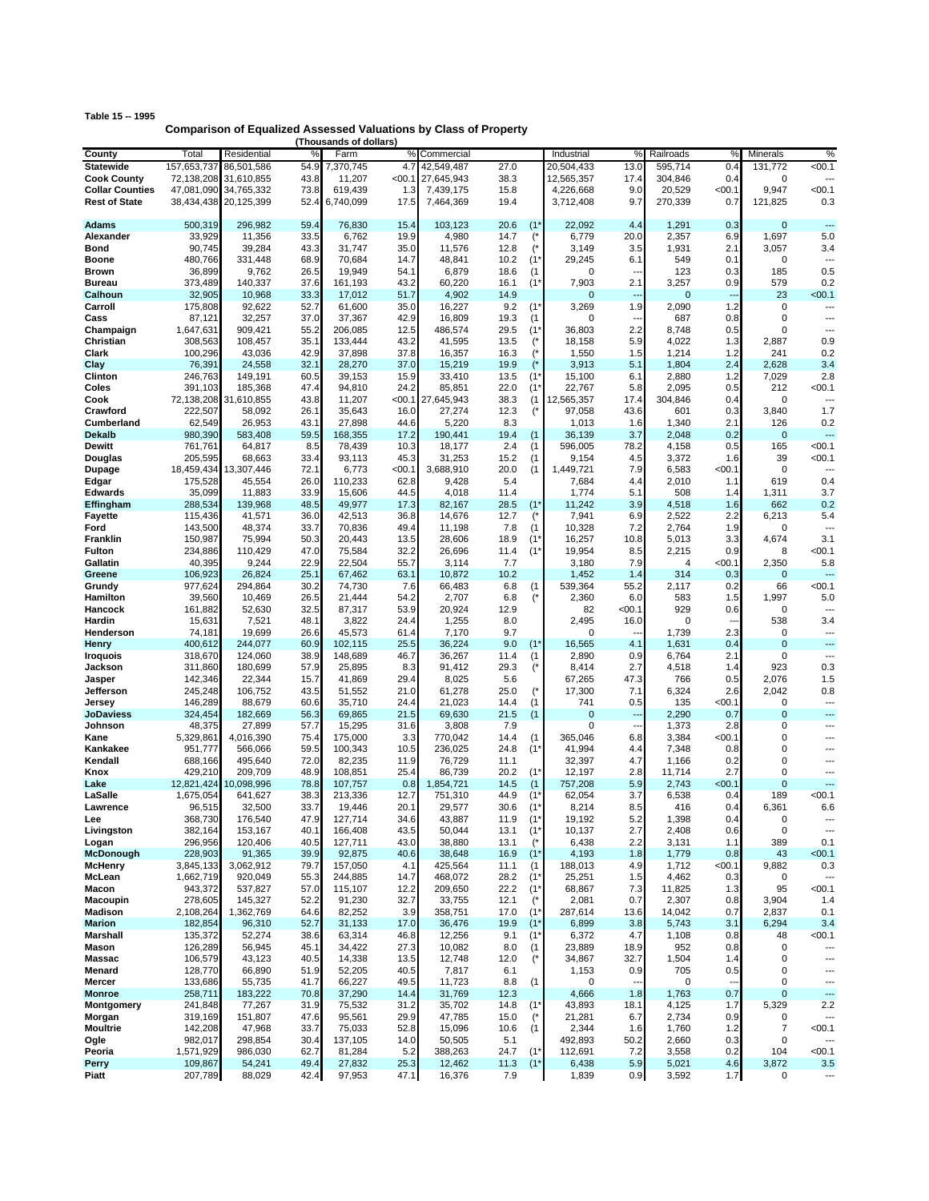**Table 15 -- 1995**

## Comparison of Equalized Assessed Valuations by Class of Property

(Thousands of dollars)

| County | Total | Residential | % | Farm | % | Commercial | % | | Industrial | % | Railroads | % | Minerals | % |
|---|---|---|---|---|---|---|---|---|---|---|---|---|---|---|
| **Statewide** | 157,653,737 | 86,501,586 | 54.9 | 7,370,745 | 4.7 | 42,549,487 | 27.0 | | 20,504,433 | 13.0 | 595,714 | 0.4 | 131,772 | <00.1 |
| **Cook County** | 72,138,208 | 31,610,855 | 43.8 | 11,207 | <00.1 | 27,645,943 | 38.3 | | 12,565,357 | 17.4 | 304,846 | 0.4 | 0 | --- |
| **Collar Counties** | 47,081,090 | 34,765,332 | 73.8 | 619,439 | 1.3 | 7,439,175 | 15.8 | | 4,226,668 | 9.0 | 20,529 | <00.1 | 9,947 | <00.1 |
| **Rest of State** | 38,434,438 | 20,125,399 | 52.4 | 6,740,099 | 17.5 | 7,464,369 | 19.4 | | 3,712,408 | 9.7 | 270,339 | 0.7 | 121,825 | 0.3 |
| | | | | | | | | | | | | | | |
| **Adams** | 500,319 | 296,982 | 59.4 | 76,830 | 15.4 | 103,123 | 20.6 | (1* | 22,092 | 4.4 | 1,291 | 0.3 | 0 | --- |
| **Alexander** | 33,929 | 11,356 | 33.5 | 6,762 | 19.9 | 4,980 | 14.7 | (* | 6,779 | 20.0 | 2,357 | 6.9 | 1,697 | 5.0 |
| **Bond** | 90,745 | 39,284 | 43.3 | 31,747 | 35.0 | 11,576 | 12.8 | (* | 3,149 | 3.5 | 1,931 | 2.1 | 3,057 | 3.4 |
| **Boone** | 480,766 | 331,448 | 68.9 | 70,684 | 14.7 | 48,841 | 10.2 | (1* | 29,245 | 6.1 | 549 | 0.1 | 0 | --- |
| **Brown** | 36,899 | 9,762 | 26.5 | 19,949 | 54.1 | 6,879 | 18.6 | (1 | 0 | --- | 123 | 0.3 | 185 | 0.5 |
| **Bureau** | 373,489 | 140,337 | 37.6 | 161,193 | 43.2 | 60,220 | 16.1 | (1* | 7,903 | 2.1 | 3,257 | 0.9 | 579 | 0.2 |
| **Calhoun** | 32,905 | 10,968 | 33.3 | 17,012 | 51.7 | 4,902 | 14.9 | | 0 | --- | 0 | --- | 23 | <00.1 |
| **Carroll** | 175,808 | 92,622 | 52.7 | 61,600 | 35.0 | 16,227 | 9.2 | (1* | 3,269 | 1.9 | 2,090 | 1.2 | 0 | --- |
| **Cass** | 87,121 | 32,257 | 37.0 | 37,367 | 42.9 | 16,809 | 19.3 | (1 | 0 | --- | 687 | 0.8 | 0 | --- |
| **Champaign** | 1,647,631 | 909,421 | 55.2 | 206,085 | 12.5 | 486,574 | 29.5 | (1* | 36,803 | 2.2 | 8,748 | 0.5 | 0 | --- |
| **Christian** | 308,563 | 108,457 | 35.1 | 133,444 | 43.2 | 41,595 | 13.5 | (* | 18,158 | 5.9 | 4,022 | 1.3 | 2,887 | 0.9 |
| **Clark** | 100,296 | 43,036 | 42.9 | 37,898 | 37.8 | 16,357 | 16.3 | (* | 1,550 | 1.5 | 1,214 | 1.2 | 241 | 0.2 |
| **Clay** | 76,391 | 24,558 | 32.1 | 28,270 | 37.0 | 15,219 | 19.9 | (* | 3,913 | 5.1 | 1,804 | 2.4 | 2,628 | 3.4 |
| **Clinton** | 246,763 | 149,191 | 60.5 | 39,153 | 15.9 | 33,410 | 13.5 | (1* | 15,100 | 6.1 | 2,880 | 1.2 | 7,029 | 2.8 |
| **Coles** | 391,103 | 185,368 | 47.4 | 94,810 | 24.2 | 85,851 | 22.0 | (1* | 22,767 | 5.8 | 2,095 | 0.5 | 212 | <00.1 |
| **Cook** | 72,138,208 | 31,610,855 | 43.8 | 11,207 | <00.1 | 27,645,943 | 38.3 | (1 | 12,565,357 | 17.4 | 304,846 | 0.4 | 0 | --- |
| **Crawford** | 222,507 | 58,092 | 26.1 | 35,643 | 16.0 | 27,274 | 12.3 | (* | 97,058 | 43.6 | 601 | 0.3 | 3,840 | 1.7 |
| **Cumberland** | 62,549 | 26,953 | 43.1 | 27,898 | 44.6 | 5,220 | 8.3 | | 1,013 | 1.6 | 1,340 | 2.1 | 126 | 0.2 |
| **Dekalb** | 980,390 | 583,408 | 59.5 | 168,355 | 17.2 | 190,441 | 19.4 | (1 | 36,139 | 3.7 | 2,048 | 0.2 | 0 | --- |
| **Dewitt** | 761,761 | 64,817 | 8.5 | 78,439 | 10.3 | 18,177 | 2.4 | (1 | 596,005 | 78.2 | 4,158 | 0.5 | 165 | <00.1 |
| **Douglas** | 205,595 | 68,663 | 33.4 | 93,113 | 45.3 | 31,253 | 15.2 | (1 | 9,154 | 4.5 | 3,372 | 1.6 | 39 | <00.1 |
| **Dupage** | 18,459,434 | 13,307,446 | 72.1 | 6,773 | <00.1 | 3,688,910 | 20.0 | (1 | 1,449,721 | 7.9 | 6,583 | <00.1 | 0 | --- |
| **Edgar** | 175,528 | 45,554 | 26.0 | 110,233 | 62.8 | 9,428 | 5.4 | | 7,684 | 4.4 | 2,010 | 1.1 | 619 | 0.4 |
| **Edwards** | 35,099 | 11,883 | 33.9 | 15,606 | 44.5 | 4,018 | 11.4 | | 1,774 | 5.1 | 508 | 1.4 | 1,311 | 3.7 |
| **Effingham** | 288,534 | 139,968 | 48.5 | 49,977 | 17.3 | 82,167 | 28.5 | (1* | 11,242 | 3.9 | 4,518 | 1.6 | 662 | 0.2 |
| **Fayette** | 115,436 | 41,571 | 36.0 | 42,513 | 36.8 | 14,676 | 12.7 | (* | 7,941 | 6.9 | 2,522 | 2.2 | 6,213 | 5.4 |
| **Ford** | 143,500 | 48,374 | 33.7 | 70,836 | 49.4 | 11,198 | 7.8 | (1 | 10,328 | 7.2 | 2,764 | 1.9 | 0 | --- |
| **Franklin** | 150,987 | 75,994 | 50.3 | 20,443 | 13.5 | 28,606 | 18.9 | (1* | 16,257 | 10.8 | 5,013 | 3.3 | 4,674 | 3.1 |
| **Fulton** | 234,886 | 110,429 | 47.0 | 75,584 | 32.2 | 26,696 | 11.4 | (1* | 19,954 | 8.5 | 2,215 | 0.9 | 8 | <00.1 |
| **Gallatin** | 40,395 | 9,244 | 22.9 | 22,504 | 55.7 | 3,114 | 7.7 | | 3,180 | 7.9 | 4 | <00.1 | 2,350 | 5.8 |
| **Greene** | 106,923 | 26,824 | 25.1 | 67,462 | 63.1 | 10,872 | 10.2 | | 1,452 | 1.4 | 314 | 0.3 | 0 | --- |
| **Grundy** | 977,624 | 294,864 | 30.2 | 74,730 | 7.6 | 66,483 | 6.8 | (1 | 539,364 | 55.2 | 2,117 | 0.2 | 66 | <00.1 |
| **Hamilton** | 39,560 | 10,469 | 26.5 | 21,444 | 54.2 | 2,707 | 6.8 | (* | 2,360 | 6.0 | 583 | 1.5 | 1,997 | 5.0 |
| **Hancock** | 161,882 | 52,630 | 32.5 | 87,317 | 53.9 | 20,924 | 12.9 | | 82 | <00.1 | 929 | 0.6 | 0 | --- |
| **Hardin** | 15,631 | 7,521 | 48.1 | 3,822 | 24.4 | 1,255 | 8.0 | | 2,495 | 16.0 | 0 | --- | 538 | 3.4 |
| **Henderson** | 74,181 | 19,699 | 26.6 | 45,573 | 61.4 | 7,170 | 9.7 | | 0 | --- | 1,739 | 2.3 | 0 | --- |
| **Henry** | 400,612 | 244,077 | 60.9 | 102,115 | 25.5 | 36,224 | 9.0 | (1* | 16,565 | 4.1 | 1,631 | 0.4 | 0 | --- |
| **Iroquois** | 318,670 | 124,060 | 38.9 | 148,689 | 46.7 | 36,267 | 11.4 | (1 | 2,890 | 0.9 | 6,764 | 2.1 | 0 | --- |
| **Jackson** | 311,860 | 180,699 | 57.9 | 25,895 | 8.3 | 91,412 | 29.3 | (* | 8,414 | 2.7 | 4,518 | 1.4 | 923 | 0.3 |
| **Jasper** | 142,346 | 22,344 | 15.7 | 41,869 | 29.4 | 8,025 | 5.6 | | 67,265 | 47.3 | 766 | 0.5 | 2,076 | 1.5 |
| **Jefferson** | 245,248 | 106,752 | 43.5 | 51,552 | 21.0 | 61,278 | 25.0 | (* | 17,300 | 7.1 | 6,324 | 2.6 | 2,042 | 0.8 |
| **Jersey** | 146,289 | 88,679 | 60.6 | 35,710 | 24.4 | 21,023 | 14.4 | (1 | 741 | 0.5 | 135 | <00.1 | 0 | --- |
| **JoDaviess** | 324,454 | 182,669 | 56.3 | 69,865 | 21.5 | 69,630 | 21.5 | (1 | 0 | --- | 2,290 | 0.7 | 0 | --- |
| **Johnson** | 48,375 | 27,899 | 57.7 | 15,295 | 31.6 | 3,808 | 7.9 | | 0 | --- | 1,373 | 2.8 | 0 | --- |
| **Kane** | 5,329,861 | 4,016,390 | 75.4 | 175,000 | 3.3 | 770,042 | 14.4 | (1 | 365,046 | 6.8 | 3,384 | <00.1 | 0 | --- |
| **Kankakee** | 951,777 | 566,066 | 59.5 | 100,343 | 10.5 | 236,025 | 24.8 | (1* | 41,994 | 4.4 | 7,348 | 0.8 | 0 | --- |
| **Kendall** | 688,166 | 495,640 | 72.0 | 82,235 | 11.9 | 76,729 | 11.1 | | 32,397 | 4.7 | 1,166 | 0.2 | 0 | --- |
| **Knox** | 429,210 | 209,709 | 48.9 | 108,851 | 25.4 | 86,739 | 20.2 | (1* | 12,197 | 2.8 | 11,714 | 2.7 | 0 | --- |
| **Lake** | 12,821,424 | 10,098,996 | 78.8 | 107,757 | 0.8 | 1,854,721 | 14.5 | (1 | 757,208 | 5.9 | 2,743 | <00.1 | 0 | --- |
| **LaSalle** | 1,675,054 | 641,627 | 38.3 | 213,336 | 12.7 | 751,310 | 44.9 | (1* | 62,054 | 3.7 | 6,538 | 0.4 | 189 | <00.1 |
| **Lawrence** | 96,515 | 32,500 | 33.7 | 19,446 | 20.1 | 29,577 | 30.6 | (1* | 8,214 | 8.5 | 416 | 0.4 | 6,361 | 6.6 |
| **Lee** | 368,730 | 176,540 | 47.9 | 127,714 | 34.6 | 43,887 | 11.9 | (1* | 19,192 | 5.2 | 1,398 | 0.4 | 0 | --- |
| **Livingston** | 382,164 | 153,167 | 40.1 | 166,408 | 43.5 | 50,044 | 13.1 | (1* | 10,137 | 2.7 | 2,408 | 0.6 | 0 | --- |
| **Logan** | 296,956 | 120,406 | 40.5 | 127,711 | 43.0 | 38,880 | 13.1 | (* | 6,438 | 2.2 | 3,131 | 1.1 | 389 | 0.1 |
| **McDonough** | 228,903 | 91,365 | 39.9 | 92,875 | 40.6 | 38,648 | 16.9 | (1* | 4,193 | 1.8 | 1,779 | 0.8 | 43 | <00.1 |
| **McHenry** | 3,845,133 | 3,062,912 | 79.7 | 157,050 | 4.1 | 425,564 | 11.1 | (1 | 188,013 | 4.9 | 1,712 | <00.1 | 9,882 | 0.3 |
| **McLean** | 1,662,719 | 920,049 | 55.3 | 244,885 | 14.7 | 468,072 | 28.2 | (1* | 25,251 | 1.5 | 4,462 | 0.3 | 0 | --- |
| **Macon** | 943,372 | 537,827 | 57.0 | 115,107 | 12.2 | 209,650 | 22.2 | (1* | 68,867 | 7.3 | 11,825 | 1.3 | 95 | <00.1 |
| **Macoupin** | 278,605 | 145,327 | 52.2 | 91,230 | 32.7 | 33,755 | 12.1 | (* | 2,081 | 0.7 | 2,307 | 0.8 | 3,904 | 1.4 |
| **Madison** | 2,108,264 | 1,362,769 | 64.6 | 82,252 | 3.9 | 358,751 | 17.0 | (1* | 287,614 | 13.6 | 14,042 | 0.7 | 2,837 | 0.1 |
| **Marion** | 182,854 | 96,310 | 52.7 | 31,133 | 17.0 | 36,476 | 19.9 | (1* | 6,899 | 3.8 | 5,743 | 3.1 | 6,294 | 3.4 |
| **Marshall** | 135,372 | 52,274 | 38.6 | 63,314 | 46.8 | 12,256 | 9.1 | (1* | 6,372 | 4.7 | 1,108 | 0.8 | 48 | <00.1 |
| **Mason** | 126,289 | 56,945 | 45.1 | 34,422 | 27.3 | 10,082 | 8.0 | (1 | 23,889 | 18.9 | 952 | 0.8 | 0 | --- |
| **Massac** | 106,579 | 43,123 | 40.5 | 14,338 | 13.5 | 12,748 | 12.0 | (* | 34,867 | 32.7 | 1,504 | 1.4 | 0 | --- |
| **Menard** | 128,770 | 66,890 | 51.9 | 52,205 | 40.5 | 7,817 | 6.1 | | 1,153 | 0.9 | 705 | 0.5 | 0 | --- |
| **Mercer** | 133,686 | 55,735 | 41.7 | 66,227 | 49.5 | 11,723 | 8.8 | (1 | 0 | --- | 0 | --- | 0 | --- |
| **Monroe** | 258,711 | 183,222 | 70.8 | 37,290 | 14.4 | 31,769 | 12.3 | | 4,666 | 1.8 | 1,763 | 0.7 | 0 | --- |
| **Montgomery** | 241,848 | 77,267 | 31.9 | 75,532 | 31.2 | 35,702 | 14.8 | (1* | 43,893 | 18.1 | 4,125 | 1.7 | 5,329 | 2.2 |
| **Morgan** | 319,169 | 151,807 | 47.6 | 95,561 | 29.9 | 47,785 | 15.0 | (* | 21,281 | 6.7 | 2,734 | 0.9 | 0 | --- |
| **Moultrie** | 142,208 | 47,968 | 33.7 | 75,033 | 52.8 | 15,096 | 10.6 | (1 | 2,344 | 1.6 | 1,760 | 1.2 | 7 | <00.1 |
| **Ogle** | 982,017 | 298,854 | 30.4 | 137,105 | 14.0 | 50,505 | 5.1 | | 492,893 | 50.2 | 2,660 | 0.3 | 0 | --- |
| **Peoria** | 1,571,929 | 986,030 | 62.7 | 81,284 | 5.2 | 388,263 | 24.7 | (1* | 112,691 | 7.2 | 3,558 | 0.2 | 104 | <00.1 |
| **Perry** | 109,867 | 54,241 | 49.4 | 27,832 | 25.3 | 12,462 | 11.3 | (1* | 6,438 | 5.9 | 5,021 | 4.6 | 3,872 | 3.5 |
| **Piatt** | 207,789 | 88,029 | 42.4 | 97,953 | 47.1 | 16,376 | 7.9 | | 1,839 | 0.9 | 3,592 | 1.7 | 0 | --- |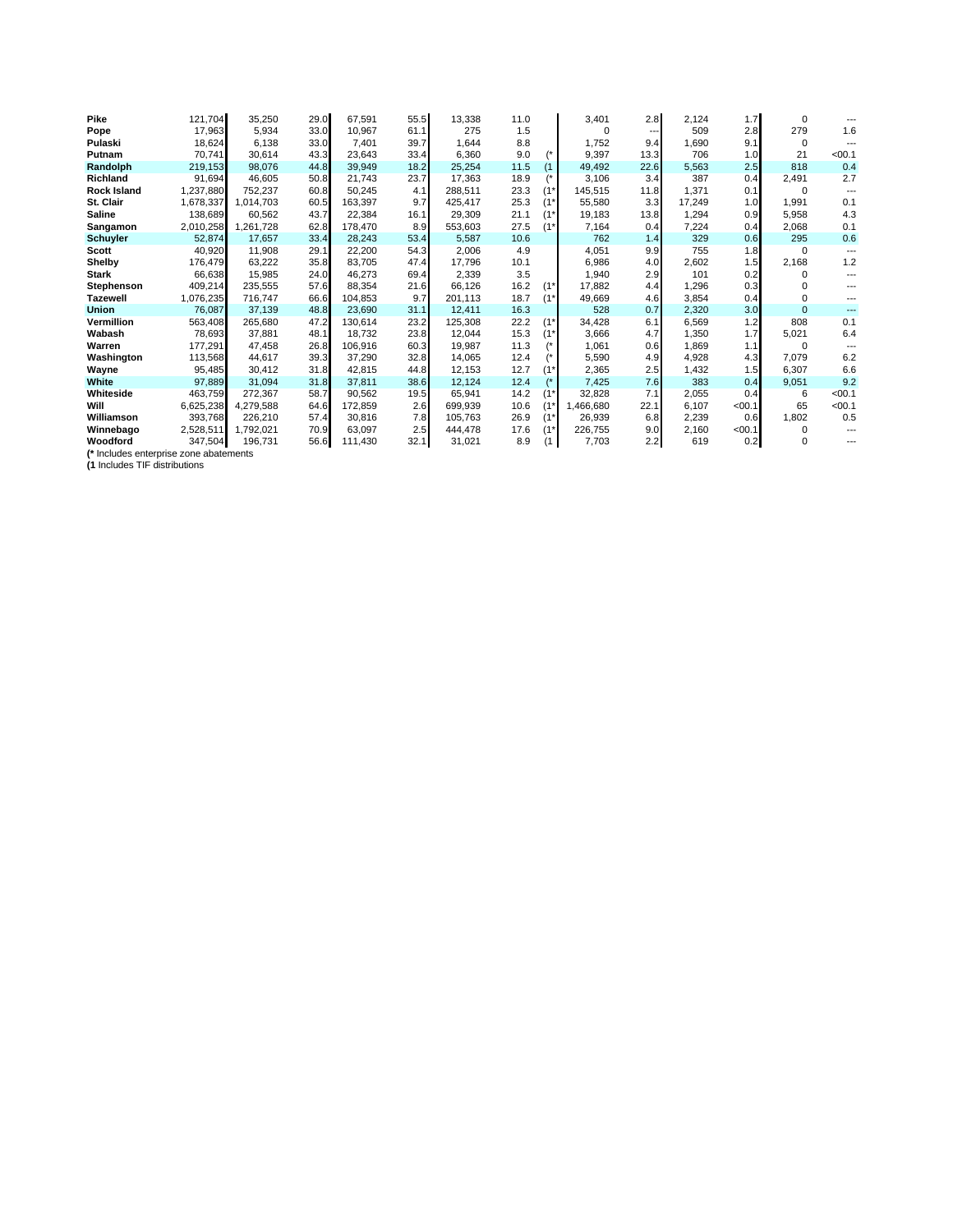| | | | | | | | | | | | | | | | |
|---|---|---|---|---|---|---|---|---|---|---|---|---|---|---|---|
| **Pike** | 121,704 | 35,250 | 29.0 | 67,591 | 55.5 | 13,338 | 11.0 | | 3,401 | 2.8 | 2,124 | 1.7 | 0 | --- |
| **Pope** | 17,963 | 5,934 | 33.0 | 10,967 | 61.1 | 275 | 1.5 | | 0 | --- | 509 | 2.8 | 279 | 1.6 |
| **Pulaski** | 18,624 | 6,138 | 33.0 | 7,401 | 39.7 | 1,644 | 8.8 | | 1,752 | 9.4 | 1,690 | 9.1 | 0 | --- |
| **Putnam** | 70,741 | 30,614 | 43.3 | 23,643 | 33.4 | 6,360 | 9.0 | (* | 9,397 | 13.3 | 706 | 1.0 | 21 | <00.1 |
| **Randolph** | 219,153 | 98,076 | 44.8 | 39,949 | 18.2 | 25,254 | 11.5 | (1 | 49,492 | 22.6 | 5,563 | 2.5 | 818 | 0.4 |
| **Richland** | 91,694 | 46,605 | 50.8 | 21,743 | 23.7 | 17,363 | 18.9 | (* | 3,106 | 3.4 | 387 | 0.4 | 2,491 | 2.7 |
| **Rock Island** | 1,237,880 | 752,237 | 60.8 | 50,245 | 4.1 | 288,511 | 23.3 | (1* | 145,515 | 11.8 | 1,371 | 0.1 | 0 | --- |
| **St. Clair** | 1,678,337 | 1,014,703 | 60.5 | 163,397 | 9.7 | 425,417 | 25.3 | (1* | 55,580 | 3.3 | 17,249 | 1.0 | 1,991 | 0.1 |
| **Saline** | 138,689 | 60,562 | 43.7 | 22,384 | 16.1 | 29,309 | 21.1 | (1* | 19,183 | 13.8 | 1,294 | 0.9 | 5,958 | 4.3 |
| **Sangamon** | 2,010,258 | 1,261,728 | 62.8 | 178,470 | 8.9 | 553,603 | 27.5 | (1* | 7,164 | 0.4 | 7,224 | 0.4 | 2,068 | 0.1 |
| **Schuyler** | 52,874 | 17,657 | 33.4 | 28,243 | 53.4 | 5,587 | 10.6 | | 762 | 1.4 | 329 | 0.6 | 295 | 0.6 |
| **Scott** | 40,920 | 11,908 | 29.1 | 22,200 | 54.3 | 2,006 | 4.9 | | 4,051 | 9.9 | 755 | 1.8 | 0 | --- |
| **Shelby** | 176,479 | 63,222 | 35.8 | 83,705 | 47.4 | 17,796 | 10.1 | | 6,986 | 4.0 | 2,602 | 1.5 | 2,168 | 1.2 |
| **Stark** | 66,638 | 15,985 | 24.0 | 46,273 | 69.4 | 2,339 | 3.5 | | 1,940 | 2.9 | 101 | 0.2 | 0 | --- |
| **Stephenson** | 409,214 | 235,555 | 57.6 | 88,354 | 21.6 | 66,126 | 16.2 | (1* | 17,882 | 4.4 | 1,296 | 0.3 | 0 | --- |
| **Tazewell** | 1,076,235 | 716,747 | 66.6 | 104,853 | 9.7 | 201,113 | 18.7 | (1* | 49,669 | 4.6 | 3,854 | 0.4 | 0 | --- |
| **Union** | 76,087 | 37,139 | 48.8 | 23,690 | 31.1 | 12,411 | 16.3 | | 528 | 0.7 | 2,320 | 3.0 | 0 | --- |
| **Vermillion** | 563,408 | 265,680 | 47.2 | 130,614 | 23.2 | 125,308 | 22.2 | (1* | 34,428 | 6.1 | 6,569 | 1.2 | 808 | 0.1 |
| **Wabash** | 78,693 | 37,881 | 48.1 | 18,732 | 23.8 | 12,044 | 15.3 | (1* | 3,666 | 4.7 | 1,350 | 1.7 | 5,021 | 6.4 |
| **Warren** | 177,291 | 47,458 | 26.8 | 106,916 | 60.3 | 19,987 | 11.3 | (* | 1,061 | 0.6 | 1,869 | 1.1 | 0 | --- |
| **Washington** | 113,568 | 44,617 | 39.3 | 37,290 | 32.8 | 14,065 | 12.4 | (* | 5,590 | 4.9 | 4,928 | 4.3 | 7,079 | 6.2 |
| **Wayne** | 95,485 | 30,412 | 31.8 | 42,815 | 44.8 | 12,153 | 12.7 | (1* | 2,365 | 2.5 | 1,432 | 1.5 | 6,307 | 6.6 |
| **White** | 97,889 | 31,094 | 31.8 | 37,811 | 38.6 | 12,124 | 12.4 | (* | 7,425 | 7.6 | 383 | 0.4 | 9,051 | 9.2 |
| **Whiteside** | 463,759 | 272,367 | 58.7 | 90,562 | 19.5 | 65,941 | 14.2 | (1* | 32,828 | 7.1 | 2,055 | 0.4 | 6 | <00.1 |
| **Will** | 6,625,238 | 4,279,588 | 64.6 | 172,859 | 2.6 | 699,939 | 10.6 | (1* | 1,466,680 | 22.1 | 6,107 | <00.1 | 65 | <00.1 |
| **Williamson** | 393,768 | 226,210 | 57.4 | 30,816 | 7.8 | 105,763 | 26.9 | (1* | 26,939 | 6.8 | 2,239 | 0.6 | 1,802 | 0.5 |
| **Winnebago** | 2,528,511 | 1,792,021 | 70.9 | 63,097 | 2.5 | 444,478 | 17.6 | (1* | 226,755 | 9.0 | 2,160 | <00.1 | 0 | --- |
| **Woodford** | 347,504 | 196,731 | 56.6 | 111,430 | 32.1 | 31,021 | 8.9 | (1 | 7,703 | 2.2 | 619 | 0.2 | 0 | --- |

**(*** Includes enterprise zone abatements

**(1** Includes TIF distributions